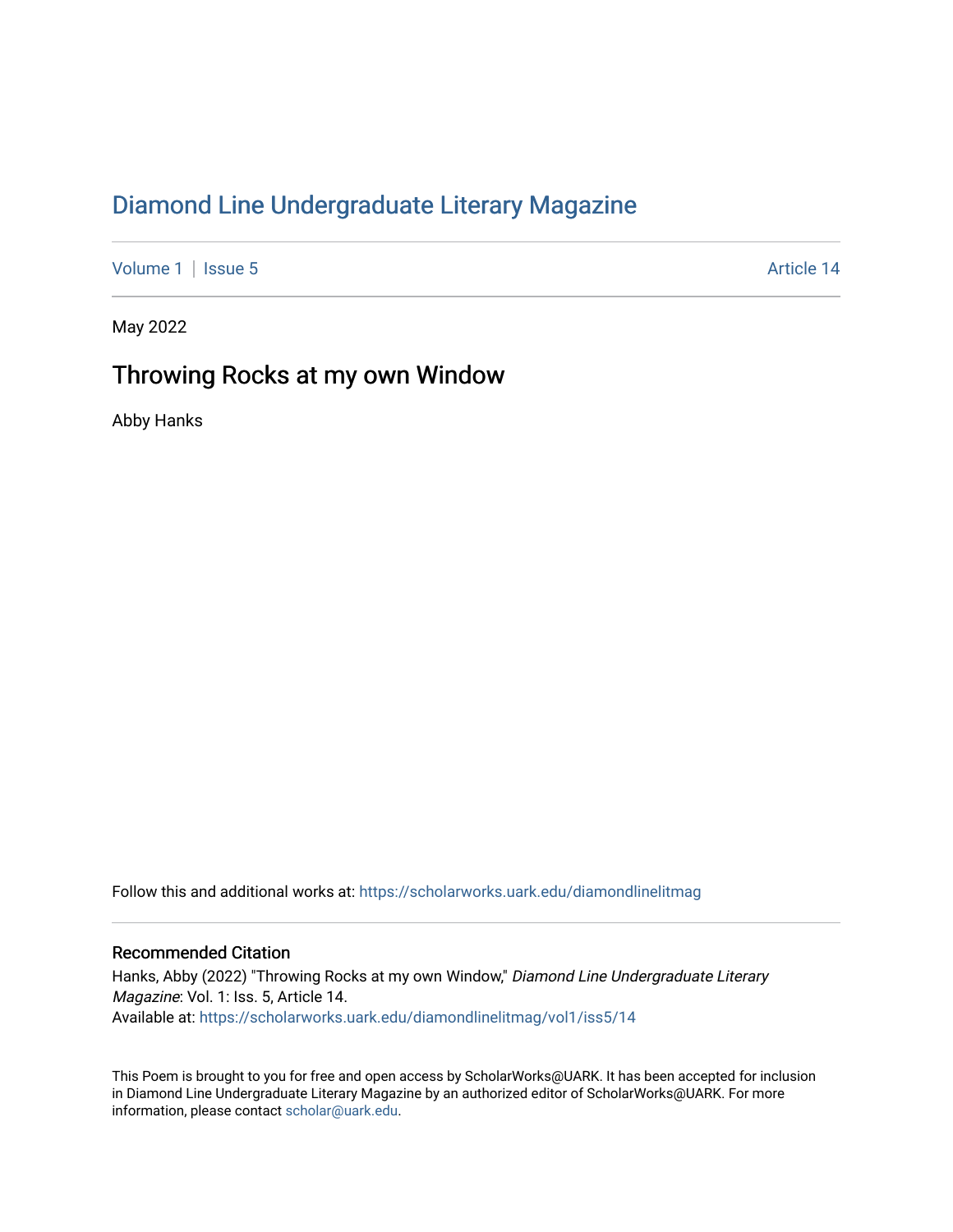# Diamond Line Undergraduate Literary Magazine

Volume 1 | Issue 5 Article 14

May 2022

## Throwing Rocks at my own Window

Abby Hanks

Follow this and additional works at: https://scholarworks.uark.edu/diamondlinelitmag

### Recommended Citation

Hanks, Abby (2022) "Throwing Rocks at my own Window," *Diamond Line Undergraduate Literary Magazine*: Vol. 1: Iss. 5, Article 14.
Available at: https://scholarworks.uark.edu/diamondlinelitmag/vol1/iss5/14

This Poem is brought to you for free and open access by ScholarWorks@UARK. It has been accepted for inclusion in Diamond Line Undergraduate Literary Magazine by an authorized editor of ScholarWorks@UARK. For more information, please contact scholar@uark.edu.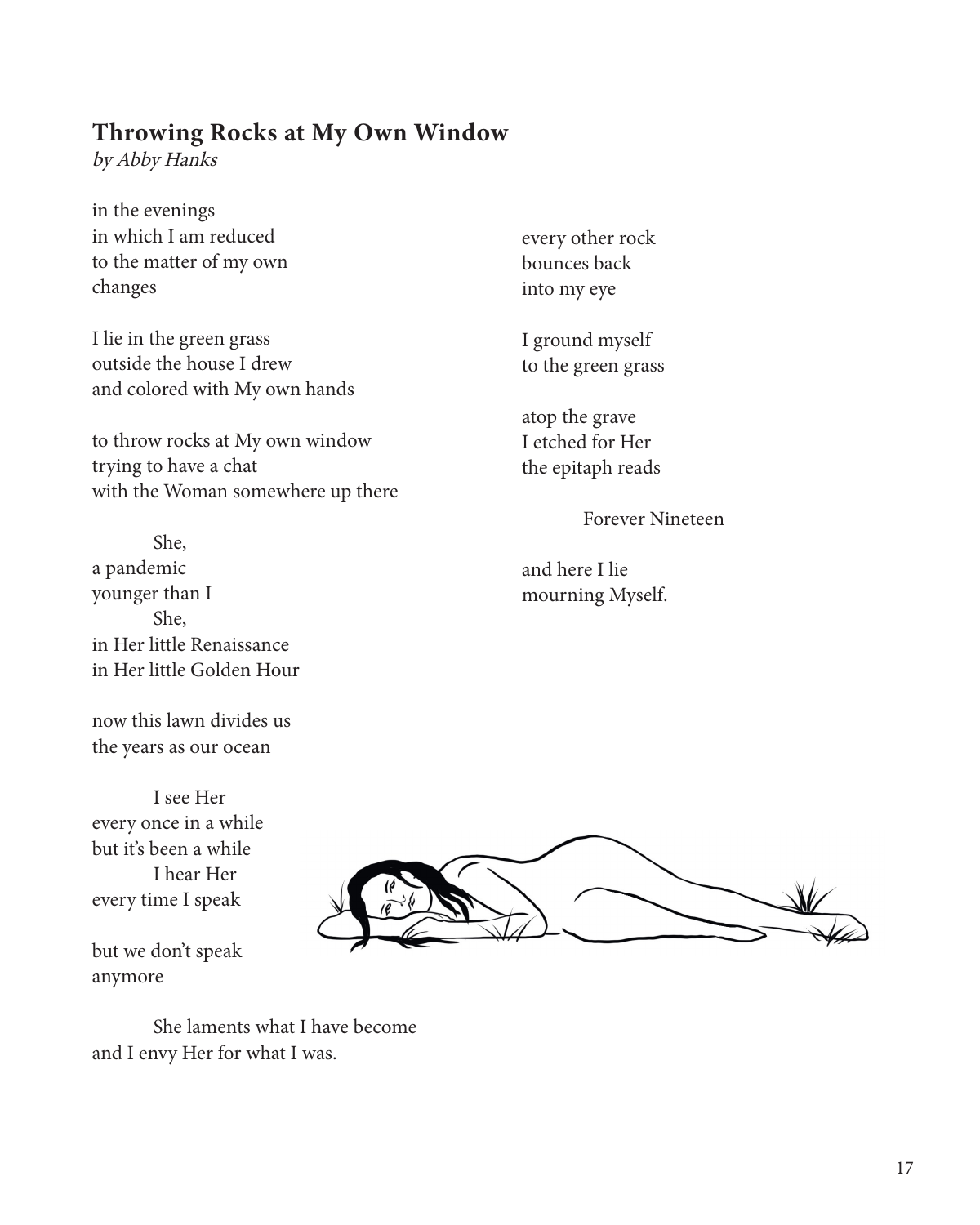## Throwing Rocks at My Own Window

*by Abby Hanks*

in the evenings
in which I am reduced
to the matter of my own
changes

I lie in the green grass
outside the house I drew
and colored with My own hands

to throw rocks at My own window
trying to have a chat
with the Woman somewhere up there

She,
a pandemic
younger than I
She,
in Her little Renaissance
in Her little Golden Hour

now this lawn divides us
the years as our ocean

I see Her
every once in a while
but it's been a while
I hear Her
every time I speak

but we don't speak
anymore

She laments what I have become
and I envy Her for what I was.

every other rock
bounces back
into my eye

I ground myself
to the green grass

atop the grave
I etched for Her
the epitaph reads

Forever Nineteen

and here I lie
mourning Myself.